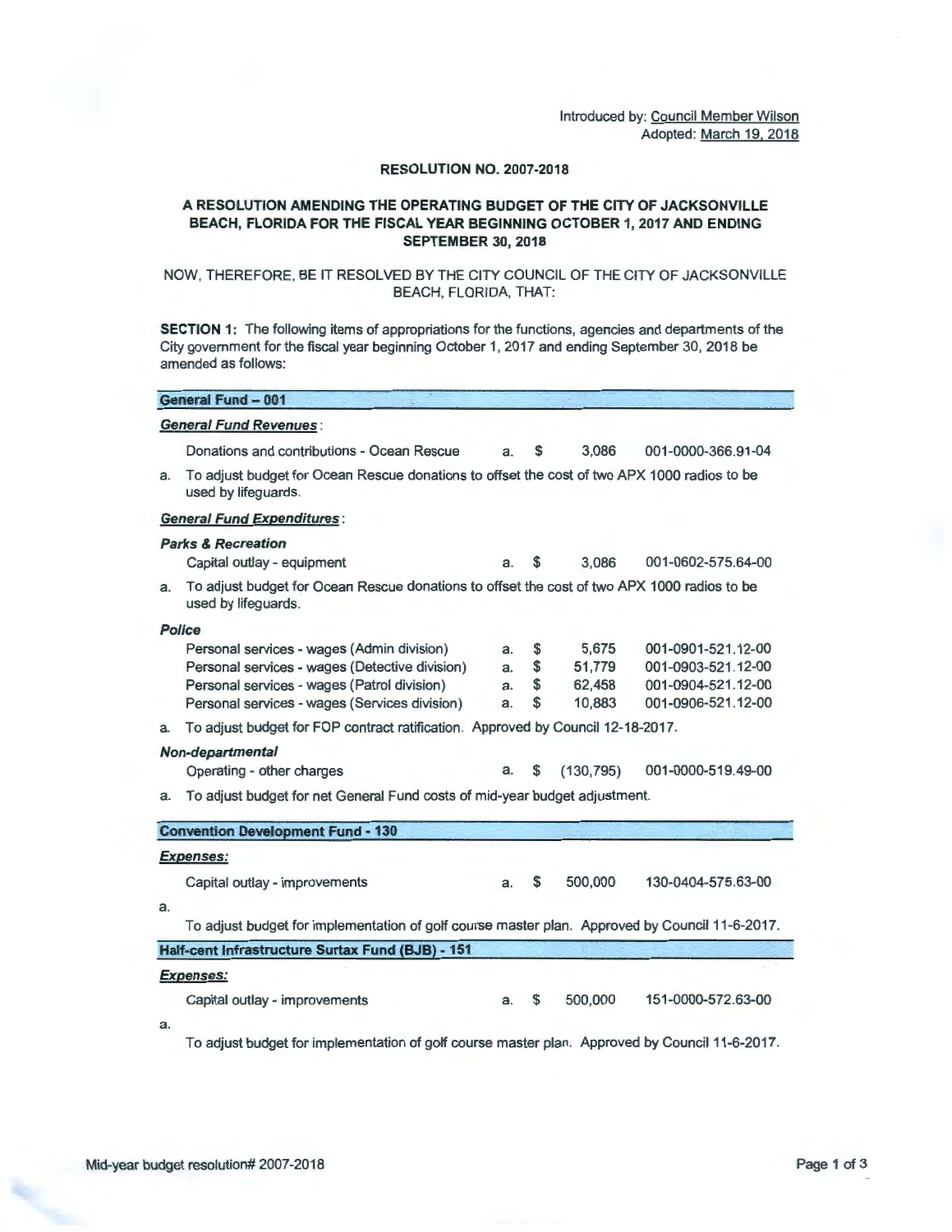Introduced by: Council Member Wilson
Adopted: March 19, 2018

**RESOLUTION NO. 2007-2018**

**A RESOLUTION AMENDING THE OPERATING BUDGET OF THE CITY OF JACKSONVILLE BEACH, FLORIDA FOR THE FISCAL YEAR BEGINNING OCTOBER 1, 2017 AND ENDING SEPTEMBER 30, 2018**

NOW, THEREFORE, BE IT RESOLVED BY THE CITY COUNCIL OF THE CITY OF JACKSONVILLE BEACH, FLORIDA, THAT:

**SECTION 1:** The following items of appropriations for the functions, agencies and departments of the City government for the fiscal year beginning October 1, 2017 and ending September 30, 2018 be amended as follows:

**General Fund – 001**

***General Fund Revenues*:**

| Item | | | Amount | Account |
|---|---|---|---|---|
| Donations and contributions - Ocean Rescue | a. | $ | 3,086 | 001-0000-366.91-04 |

a. To adjust budget for Ocean Rescue donations to offset the cost of two APX 1000 radios to be used by lifeguards.

***General Fund Expenditures*:**

***Parks & Recreation***

| Item | | | Amount | Account |
|---|---|---|---|---|
| Capital outlay - equipment | a. | $ | 3,086 | 001-0602-575.64-00 |

a. To adjust budget for Ocean Rescue donations to offset the cost of two APX 1000 radios to be used by lifeguards.

***Police***

| Item | | | Amount | Account |
|---|---|---|---|---|
| Personal services - wages (Admin division) | a. | $ | 5,675 | 001-0901-521.12-00 |
| Personal services - wages (Detective division) | a. | $ | 51,779 | 001-0903-521.12-00 |
| Personal services - wages (Patrol division) | a. | $ | 62,458 | 001-0904-521.12-00 |
| Personal services - wages (Services division) | a. | $ | 10,883 | 001-0906-521.12-00 |

a. To adjust budget for FOP contract ratification. Approved by Council 12-18-2017.

***Non-departmental***

| Item | | | Amount | Account |
|---|---|---|---|---|
| Operating - other charges | a. | $ | (130,795) | 001-0000-519.49-00 |

a. To adjust budget for net General Fund costs of mid-year budget adjustment.

**Convention Development Fund - 130**

***Expenses:***

| Item | | | Amount | Account |
|---|---|---|---|---|
| Capital outlay - improvements | a. | $ | 500,000 | 130-0404-575.63-00 |

a. To adjust budget for implementation of golf course master plan. Approved by Council 11-6-2017.

**Half-cent Infrastructure Surtax Fund (BJB) - 151**

***Expenses:***

| Item | | | Amount | Account |
|---|---|---|---|---|
| Capital outlay - improvements | a. | $ | 500,000 | 151-0000-572.63-00 |

a. To adjust budget for implementation of golf course master plan. Approved by Council 11-6-2017.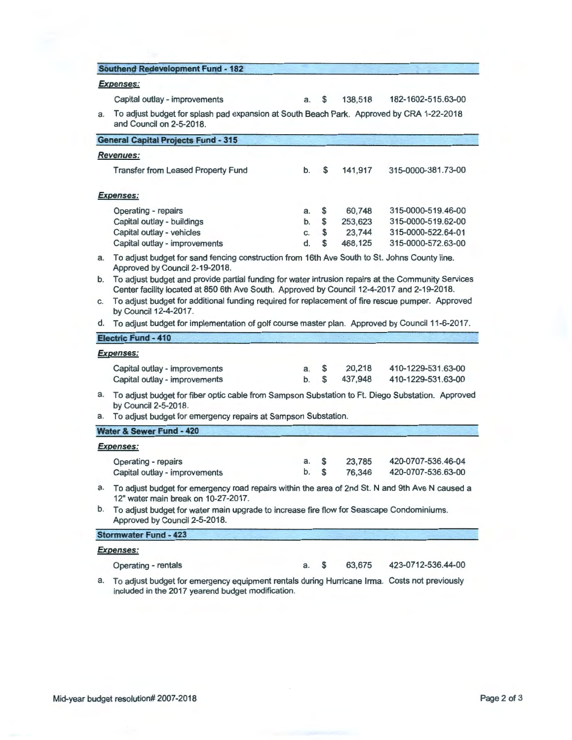## Southend Redevelopment Fund - 182

***Expenses:***

| Item | | | Amount | Account |
|---|---|---|---|---|
| Capital outlay - improvements | a. | $ | 138,518 | 182-1602-515.63-00 |

a. To adjust budget for splash pad expansion at South Beach Park. Approved by CRA 1-22-2018 and Council on 2-5-2018.

## General Capital Projects Fund - 315

***Revenues:***

| Item | | | Amount | Account |
|---|---|---|---|---|
| Transfer from Leased Property Fund | b. | $ | 141,917 | 315-0000-381.73-00 |

***Expenses:***

| Item | | | Amount | Account |
|---|---|---|---|---|
| Operating - repairs | a. | $ | 60,748 | 315-0000-519.46-00 |
| Capital outlay - buildings | b. | $ | 253,623 | 315-0000-519.62-00 |
| Capital outlay - vehicles | c. | $ | 23,744 | 315-0000-522.64-01 |
| Capital outlay - improvements | d. | $ | 468,125 | 315-0000-572.63-00 |

a. To adjust budget for sand fencing construction from 16th Ave South to St. Johns County line. Approved by Council 2-19-2018.

b. To adjust budget and provide partial funding for water intrusion repairs at the Community Services Center facility located at 850 6th Ave South. Approved by Council 12-4-2017 and 2-19-2018.

c. To adjust budget for additional funding required for replacement of fire rescue pumper. Approved by Council 12-4-2017.

d. To adjust budget for implementation of golf course master plan. Approved by Council 11-6-2017.

## Electric Fund - 410

***Expenses:***

| Item | | | Amount | Account |
|---|---|---|---|---|
| Capital outlay - improvements | a. | $ | 20,218 | 410-1229-531.63-00 |
| Capital outlay - improvements | b. | $ | 437,948 | 410-1229-531.63-00 |

a. To adjust budget for fiber optic cable from Sampson Substation to Ft. Diego Substation. Approved by Council 2-5-2018.

a. To adjust budget for emergency repairs at Sampson Substation.

## Water & Sewer Fund - 420

***Expenses:***

| Item | | | Amount | Account |
|---|---|---|---|---|
| Operating - repairs | a. | $ | 23,785 | 420-0707-536.46-04 |
| Capital outlay - improvements | b. | $ | 76,346 | 420-0707-536.63-00 |

a. To adjust budget for emergency road repairs within the area of 2nd St. N and 9th Ave N caused a 12" water main break on 10-27-2017.

b. To adjust budget for water main upgrade to increase fire flow for Seascape Condominiums. Approved by Council 2-5-2018.

## Stormwater Fund - 423

***Expenses:***

| Item | | | Amount | Account |
|---|---|---|---|---|
| Operating - rentals | a. | $ | 63,675 | 423-0712-536.44-00 |

a. To adjust budget for emergency equipment rentals during Hurricane Irma. Costs not previously included in the 2017 yearend budget modification.

Mid-year budget resolution# 2007-2018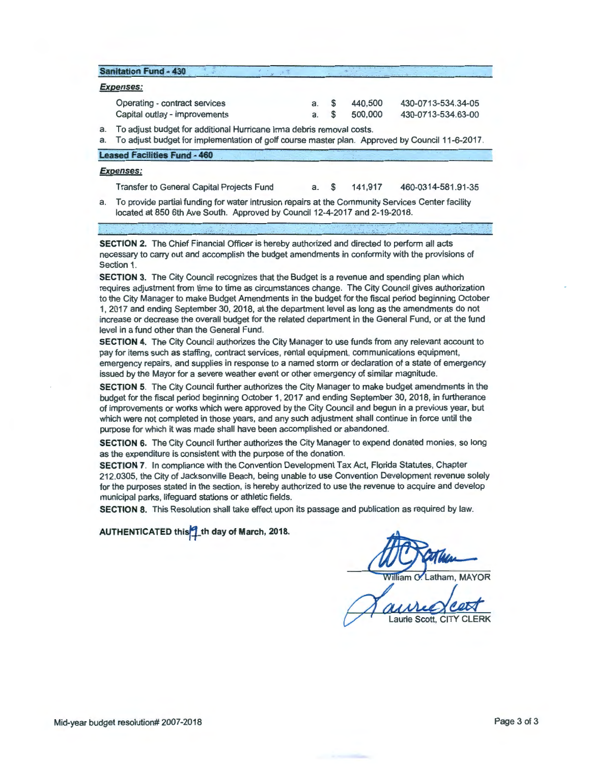**Sanitation Fund - 430**

***Expenses:***

| | | | | |
|---|---|---|---|---|
| Operating - contract services | a. | $ | 440,500 | 430-0713-534.34-05 |
| Capital outlay - improvements | a. | $ | 500,000 | 430-0713-534.63-00 |

a. To adjust budget for additional Hurricane Irma debris removal costs.
a. To adjust budget for implementation of golf course master plan. Approved by Council 11-6-2017.

**Leased Facilities Fund - 460**

***Expenses:***

| | | | | |
|---|---|---|---|---|
| Transfer to General Capital Projects Fund | a. | $ | 141,917 | 460-0314-581.91-35 |

a. To provide partial funding for water intrusion repairs at the Community Services Center facility located at 850 6th Ave South. Approved by Council 12-4-2017 and 2-19-2018.

**SECTION 2.** The Chief Financial Officer is hereby authorized and directed to perform all acts necessary to carry out and accomplish the budget amendments in conformity with the provisions of Section 1.

**SECTION 3.** The City Council recognizes that the Budget is a revenue and spending plan which requires adjustment from time to time as circumstances change. The City Council gives authorization to the City Manager to make Budget Amendments in the budget for the fiscal period beginning October 1, 2017 and ending September 30, 2018, at the department level as long as the amendments do not increase or decrease the overall budget for the related department in the General Fund, or at the fund level in a fund other than the General Fund.

**SECTION 4.** The City Council authorizes the City Manager to use funds from any relevant account to pay for items such as staffing, contract services, rental equipment, communications equipment, emergency repairs, and supplies in response to a named storm or declaration of a state of emergency issued by the Mayor for a severe weather event or other emergency of similar magnitude.

**SECTION 5.** The City Council further authorizes the City Manager to make budget amendments in the budget for the fiscal period beginning October 1, 2017 and ending September 30, 2018, in furtherance of improvements or works which were approved by the City Council and begun in a previous year, but which were not completed in those years, and any such adjustment shall continue in force until the purpose for which it was made shall have been accomplished or abandoned.

**SECTION 6.** The City Council further authorizes the City Manager to expend donated monies, so long as the expenditure is consistent with the purpose of the donation.

**SECTION 7.** In compliance with the Convention Development Tax Act, Florida Statutes, Chapter 212.0305, the City of Jacksonville Beach, being unable to use Convention Development revenue solely for the purposes stated in the section, is hereby authorized to use the revenue to acquire and develop municipal parks, lifeguard stations or athletic fields.

**SECTION 8.** This Resolution shall take effect upon its passage and publication as required by law.

**AUTHENTICATED this 7th day of March, 2018.**

William C. Latham, MAYOR

Laurie Scott, CITY CLERK

Mid-year budget resolution# 2007-2018